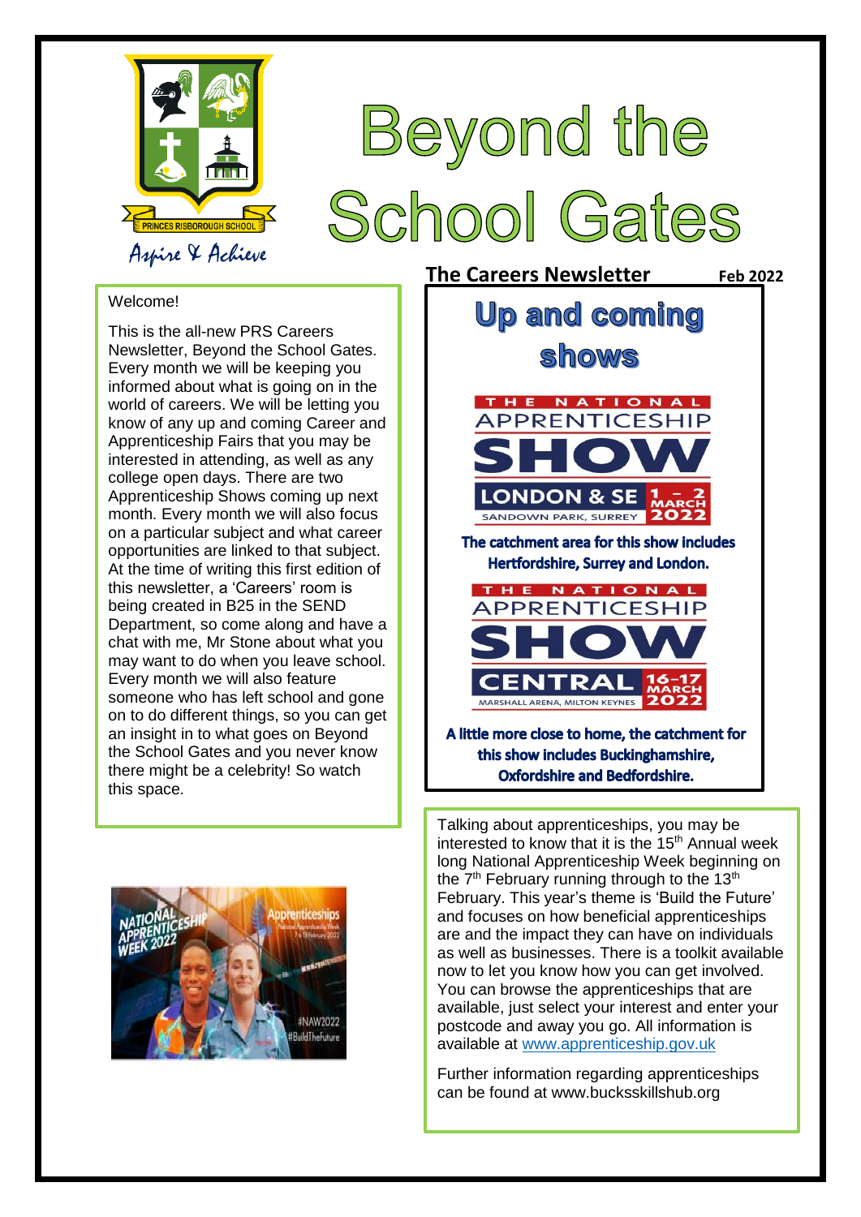PRINCES RISBOROUGH SCHOOL

Aspire & Achieve

# Beyond the School Gates

**The Careers Newsletter** **Feb 2022**

Welcome!

This is the all-new PRS Careers Newsletter, Beyond the School Gates. Every month we will be keeping you informed about what is going on in the world of careers. We will be letting you know of any up and coming Career and Apprenticeship Fairs that you may be interested in attending, as well as any college open days. There are two Apprenticeship Shows coming up next month. Every month we will also focus on a particular subject and what career opportunities are linked to that subject. At the time of writing this first edition of this newsletter, a 'Careers' room is being created in B25 in the SEND Department, so come along and have a chat with me, Mr Stone about what you may want to do when you leave school. Every month we will also feature someone who has left school and gone on to do different things, so you can get an insight in to what goes on Beyond the School Gates and you never know there might be a celebrity! So watch this space.

## Up and coming shows

THE NATIONAL APPRENTICESHIP SHOW — LONDON & SE — 1 – 2 MARCH 2022 — SANDOWN PARK, SURREY

**The catchment area for this show includes Hertfordshire, Surrey and London.**

THE NATIONAL APPRENTICESHIP SHOW — CENTRAL — 16 – 17 MARCH 2022 — MARSHALL ARENA, MILTON KEYNES

**A little more close to home, the catchment for this show includes Buckinghamshire, Oxfordshire and Bedfordshire.**

Talking about apprenticeships, you may be interested to know that it is the 15th Annual week long National Apprenticeship Week beginning on the 7th February running through to the 13th February. This year's theme is 'Build the Future' and focuses on how beneficial apprenticeships are and the impact they can have on individuals as well as businesses. There is a toolkit available now to let you know how you can get involved. You can browse the apprenticeships that are available, just select your interest and enter your postcode and away you go. All information is available at www.apprenticeship.gov.uk

Further information regarding apprenticeships can be found at www.bucksskillshub.org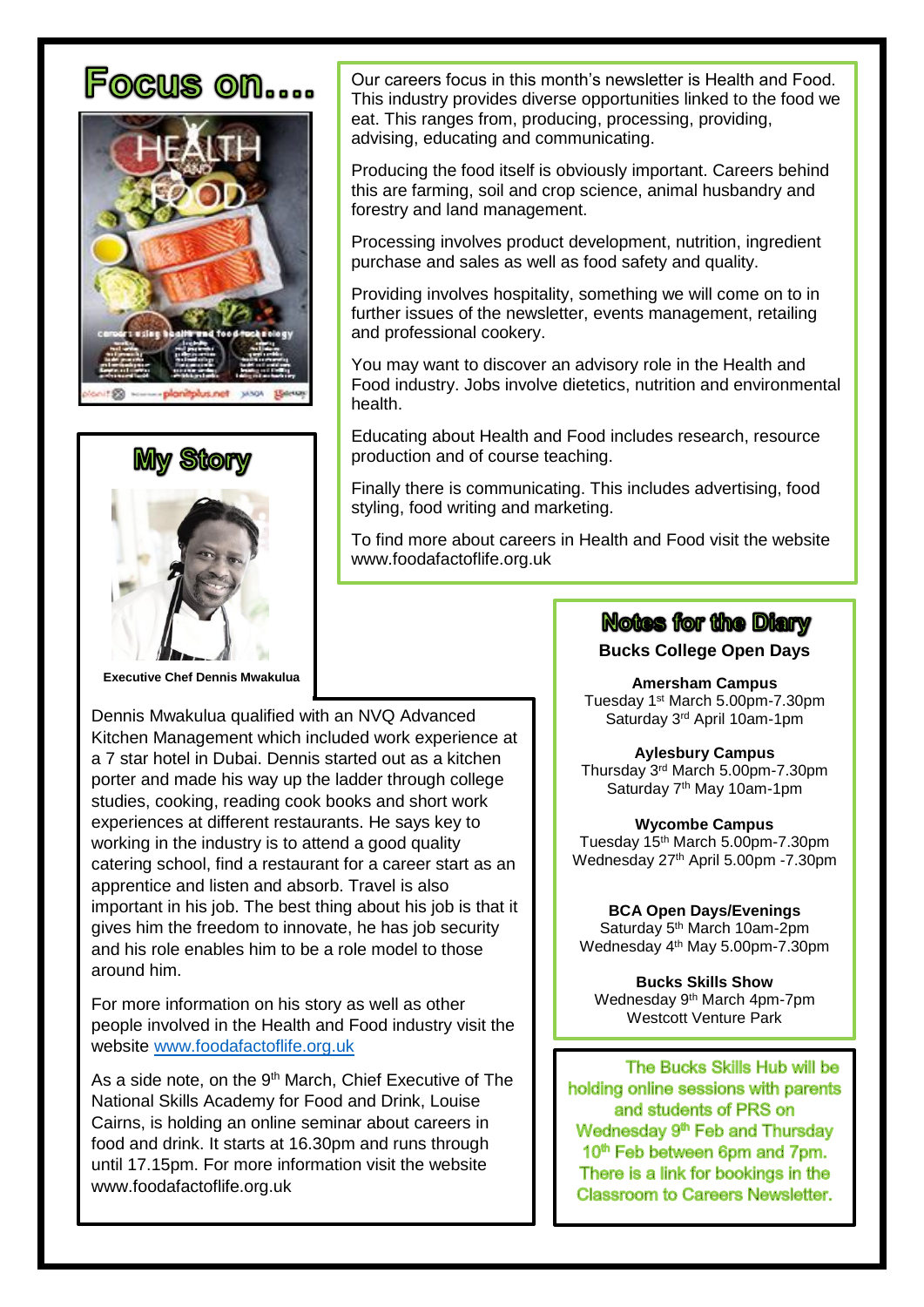# Focus on....

Our careers focus in this month's newsletter is Health and Food. This industry provides diverse opportunities linked to the food we eat. This ranges from, producing, processing, providing, advising, educating and communicating.

Producing the food itself is obviously important. Careers behind this are farming, soil and crop science, animal husbandry and forestry and land management.

Processing involves product development, nutrition, ingredient purchase and sales as well as food safety and quality.

Providing involves hospitality, something we will come on to in further issues of the newsletter, events management, retailing and professional cookery.

You may want to discover an advisory role in the Health and Food industry. Jobs involve dietetics, nutrition and environmental health.

Educating about Health and Food includes research, resource production and of course teaching.

Finally there is communicating. This includes advertising, food styling, food writing and marketing.

To find more about careers in Health and Food visit the website www.foodafactoflife.org.uk

# My Story

**Executive Chef Dennis Mwakulua**

Dennis Mwakulua qualified with an NVQ Advanced Kitchen Management which included work experience at a 7 star hotel in Dubai. Dennis started out as a kitchen porter and made his way up the ladder through college studies, cooking, reading cook books and short work experiences at different restaurants. He says key to working in the industry is to attend a good quality catering school, find a restaurant for a career start as an apprentice and listen and absorb. Travel is also important in his job. The best thing about his job is that it gives him the freedom to innovate, he has job security and his role enables him to be a role model to those around him.

For more information on his story as well as other people involved in the Health and Food industry visit the website www.foodafactoflife.org.uk

As a side note, on the 9th March, Chief Executive of The National Skills Academy for Food and Drink, Louise Cairns, is holding an online seminar about careers in food and drink. It starts at 16.30pm and runs through until 17.15pm. For more information visit the website www.foodafactoflife.org.uk

# Notes for the Diary

**Bucks College Open Days**

**Amersham Campus**
Tuesday 1st March 5.00pm-7.30pm
Saturday 3rd April 10am-1pm

**Aylesbury Campus**
Thursday 3rd March 5.00pm-7.30pm
Saturday 7th May 10am-1pm

**Wycombe Campus**
Tuesday 15th March 5.00pm-7.30pm
Wednesday 27th April 5.00pm -7.30pm

**BCA Open Days/Evenings**
Saturday 5th March 10am-2pm
Wednesday 4th May 5.00pm-7.30pm

**Bucks Skills Show**
Wednesday 9th March 4pm-7pm
Westcott Venture Park

The Bucks Skills Hub will be holding online sessions with parents and students of PRS on Wednesday 9th Feb and Thursday 10th Feb between 6pm and 7pm. There is a link for bookings in the Classroom to Careers Newsletter.